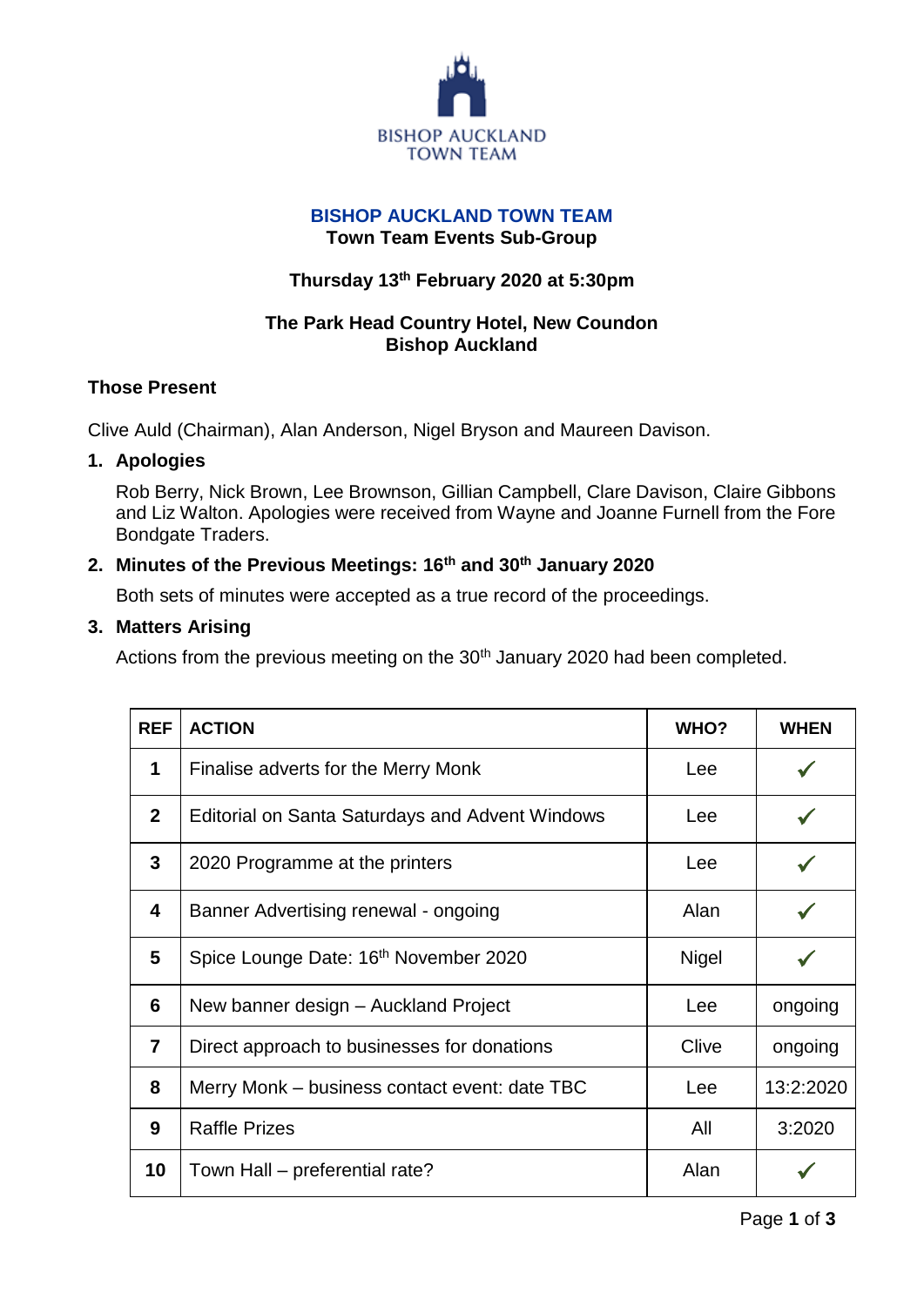BISHOP AUCKLAND
TOWN TEAM

# BISHOP AUCKLAND TOWN TEAM

## Town Team Events Sub-Group

**Thursday 13th February 2020 at 5:30pm**

**The Park Head Country Hotel, New Coundon**
**Bishop Auckland**

### Those Present

Clive Auld (Chairman), Alan Anderson, Nigel Bryson and Maureen Davison.

1. **Apologies**

   Rob Berry, Nick Brown, Lee Brownson, Gillian Campbell, Clare Davison, Claire Gibbons and Liz Walton. Apologies were received from Wayne and Joanne Furnell from the Fore Bondgate Traders.

2. **Minutes of the Previous Meetings: 16th and 30th January 2020**

   Both sets of minutes were accepted as a true record of the proceedings.

3. **Matters Arising**

   Actions from the previous meeting on the 30th January 2020 had been completed.

| REF | ACTION | WHO? | WHEN |
|---|---|---|---|
| 1 | Finalise adverts for the Merry Monk | Lee | ✓ |
| 2 | Editorial on Santa Saturdays and Advent Windows | Lee | ✓ |
| 3 | 2020 Programme at the printers | Lee | ✓ |
| 4 | Banner Advertising renewal - ongoing | Alan | ✓ |
| 5 | Spice Lounge Date: 16th November 2020 | Nigel | ✓ |
| 6 | New banner design – Auckland Project | Lee | ongoing |
| 7 | Direct approach to businesses for donations | Clive | ongoing |
| 8 | Merry Monk – business contact event: date TBC | Lee | 13:2:2020 |
| 9 | Raffle Prizes | All | 3:2020 |
| 10 | Town Hall – preferential rate? | Alan | ✓ |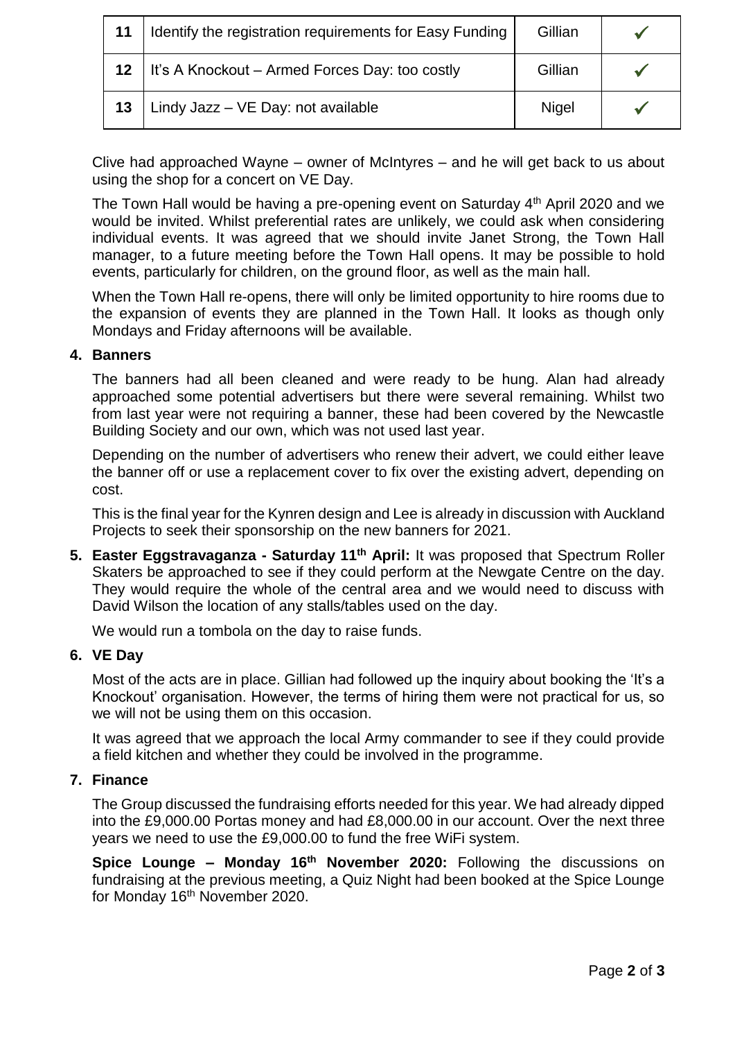| 11 | Identify the registration requirements for Easy Funding | Gillian | ✓ |
|---|---|---|---|
| 12 | It's A Knockout – Armed Forces Day: too costly | Gillian | ✓ |
| 13 | Lindy Jazz – VE Day: not available | Nigel | ✓ |

Clive had approached Wayne – owner of McIntyres – and he will get back to us about using the shop for a concert on VE Day.

The Town Hall would be having a pre-opening event on Saturday 4th April 2020 and we would be invited. Whilst preferential rates are unlikely, we could ask when considering individual events. It was agreed that we should invite Janet Strong, the Town Hall manager, to a future meeting before the Town Hall opens. It may be possible to hold events, particularly for children, on the ground floor, as well as the main hall.

When the Town Hall re-opens, there will only be limited opportunity to hire rooms due to the expansion of events they are planned in the Town Hall. It looks as though only Mondays and Friday afternoons will be available.

**4. Banners**

The banners had all been cleaned and were ready to be hung. Alan had already approached some potential advertisers but there were several remaining. Whilst two from last year were not requiring a banner, these had been covered by the Newcastle Building Society and our own, which was not used last year.

Depending on the number of advertisers who renew their advert, we could either leave the banner off or use a replacement cover to fix over the existing advert, depending on cost.

This is the final year for the Kynren design and Lee is already in discussion with Auckland Projects to seek their sponsorship on the new banners for 2021.

**5. Easter Eggstravaganza - Saturday 11th April:** It was proposed that Spectrum Roller Skaters be approached to see if they could perform at the Newgate Centre on the day. They would require the whole of the central area and we would need to discuss with David Wilson the location of any stalls/tables used on the day.

We would run a tombola on the day to raise funds.

**6. VE Day**

Most of the acts are in place. Gillian had followed up the inquiry about booking the 'It's a Knockout' organisation. However, the terms of hiring them were not practical for us, so we will not be using them on this occasion.

It was agreed that we approach the local Army commander to see if they could provide a field kitchen and whether they could be involved in the programme.

**7. Finance**

The Group discussed the fundraising efforts needed for this year. We had already dipped into the £9,000.00 Portas money and had £8,000.00 in our account. Over the next three years we need to use the £9,000.00 to fund the free WiFi system.

**Spice Lounge – Monday 16th November 2020:** Following the discussions on fundraising at the previous meeting, a Quiz Night had been booked at the Spice Lounge for Monday 16th November 2020.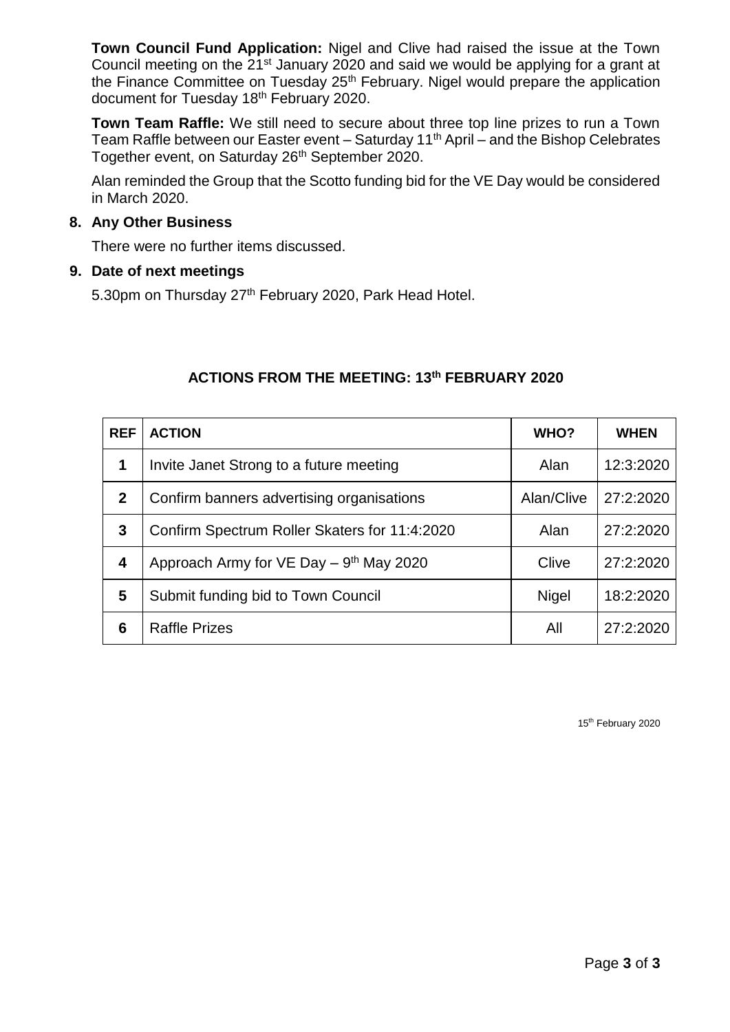**Town Council Fund Application:** Nigel and Clive had raised the issue at the Town Council meeting on the 21st January 2020 and said we would be applying for a grant at the Finance Committee on Tuesday 25th February. Nigel would prepare the application document for Tuesday 18th February 2020.

**Town Team Raffle:** We still need to secure about three top line prizes to run a Town Team Raffle between our Easter event – Saturday 11th April – and the Bishop Celebrates Together event, on Saturday 26th September 2020.

Alan reminded the Group that the Scotto funding bid for the VE Day would be considered in March 2020.

## 8. Any Other Business

There were no further items discussed.

## 9. Date of next meetings

5.30pm on Thursday 27th February 2020, Park Head Hotel.

### ACTIONS FROM THE MEETING: 13th FEBRUARY 2020

| REF | ACTION | WHO? | WHEN |
|---|---|---|---|
| 1 | Invite Janet Strong to a future meeting | Alan | 12:3:2020 |
| 2 | Confirm banners advertising organisations | Alan/Clive | 27:2:2020 |
| 3 | Confirm Spectrum Roller Skaters for 11:4:2020 | Alan | 27:2:2020 |
| 4 | Approach Army for VE Day – 9th May 2020 | Clive | 27:2:2020 |
| 5 | Submit funding bid to Town Council | Nigel | 18:2:2020 |
| 6 | Raffle Prizes | All | 27:2:2020 |

15th February 2020